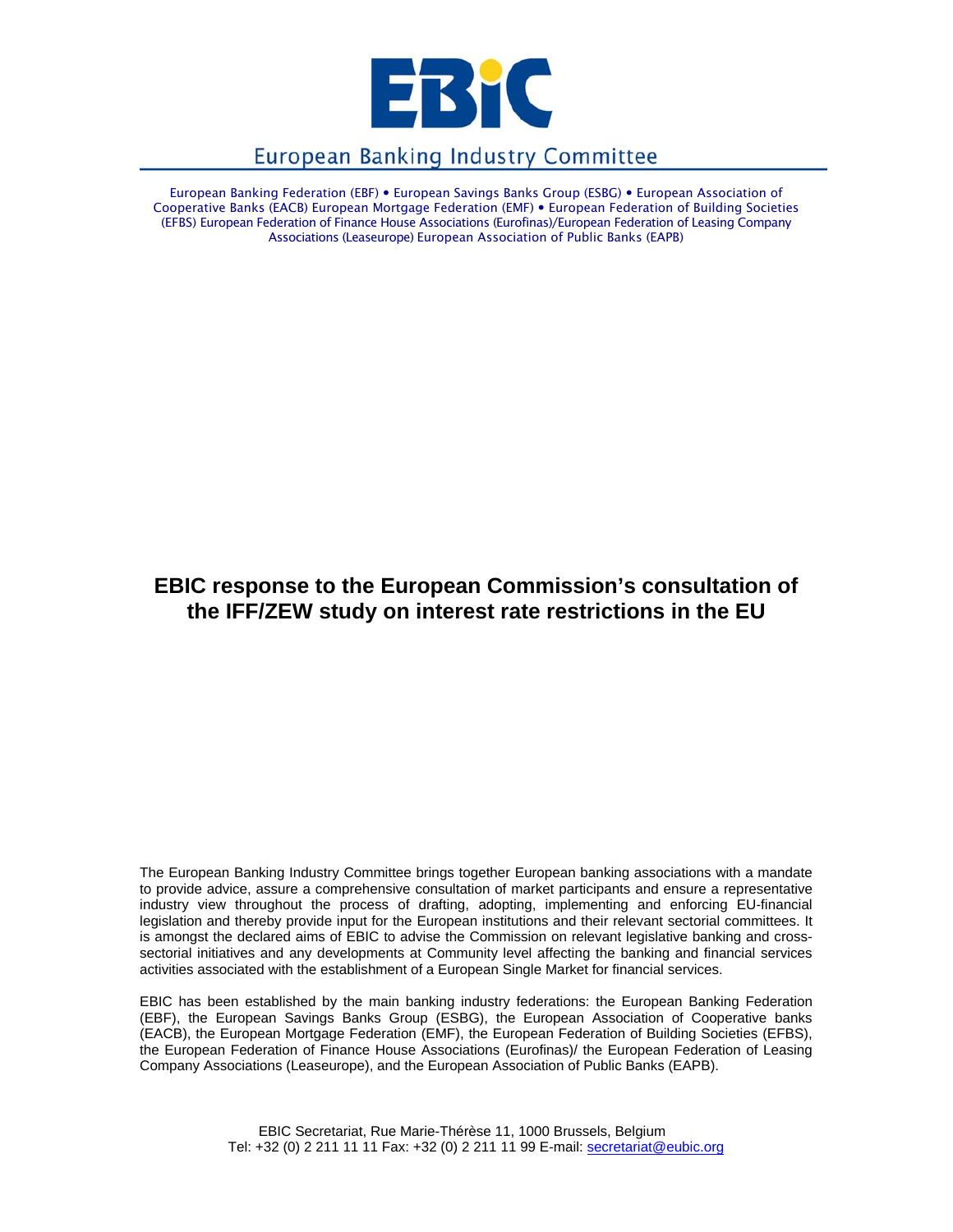# EBIC

## European Banking Industry Committee

European Banking Federation (EBF) • European Savings Banks Group (ESBG) • European Association of Cooperative Banks (EACB) European Mortgage Federation (EMF) • European Federation of Building Societies (EFBS) European Federation of Finance House Associations (Eurofinas)/European Federation of Leasing Company Associations (Leaseurope) European Association of Public Banks (EAPB)

# EBIC response to the European Commission's consultation of the IFF/ZEW study on interest rate restrictions in the EU

The European Banking Industry Committee brings together European banking associations with a mandate to provide advice, assure a comprehensive consultation of market participants and ensure a representative industry view throughout the process of drafting, adopting, implementing and enforcing EU-financial legislation and thereby provide input for the European institutions and their relevant sectorial committees. It is amongst the declared aims of EBIC to advise the Commission on relevant legislative banking and cross-sectorial initiatives and any developments at Community level affecting the banking and financial services activities associated with the establishment of a European Single Market for financial services.

EBIC has been established by the main banking industry federations: the European Banking Federation (EBF), the European Savings Banks Group (ESBG), the European Association of Cooperative banks (EACB), the European Mortgage Federation (EMF), the European Federation of Building Societies (EFBS), the European Federation of Finance House Associations (Eurofinas)/ the European Federation of Leasing Company Associations (Leaseurope), and the European Association of Public Banks (EAPB).

EBIC Secretariat, Rue Marie-Thérèse 11, 1000 Brussels, Belgium
Tel: +32 (0) 2 211 11 11 Fax: +32 (0) 2 211 11 99 E-mail: secretariat@eubic.org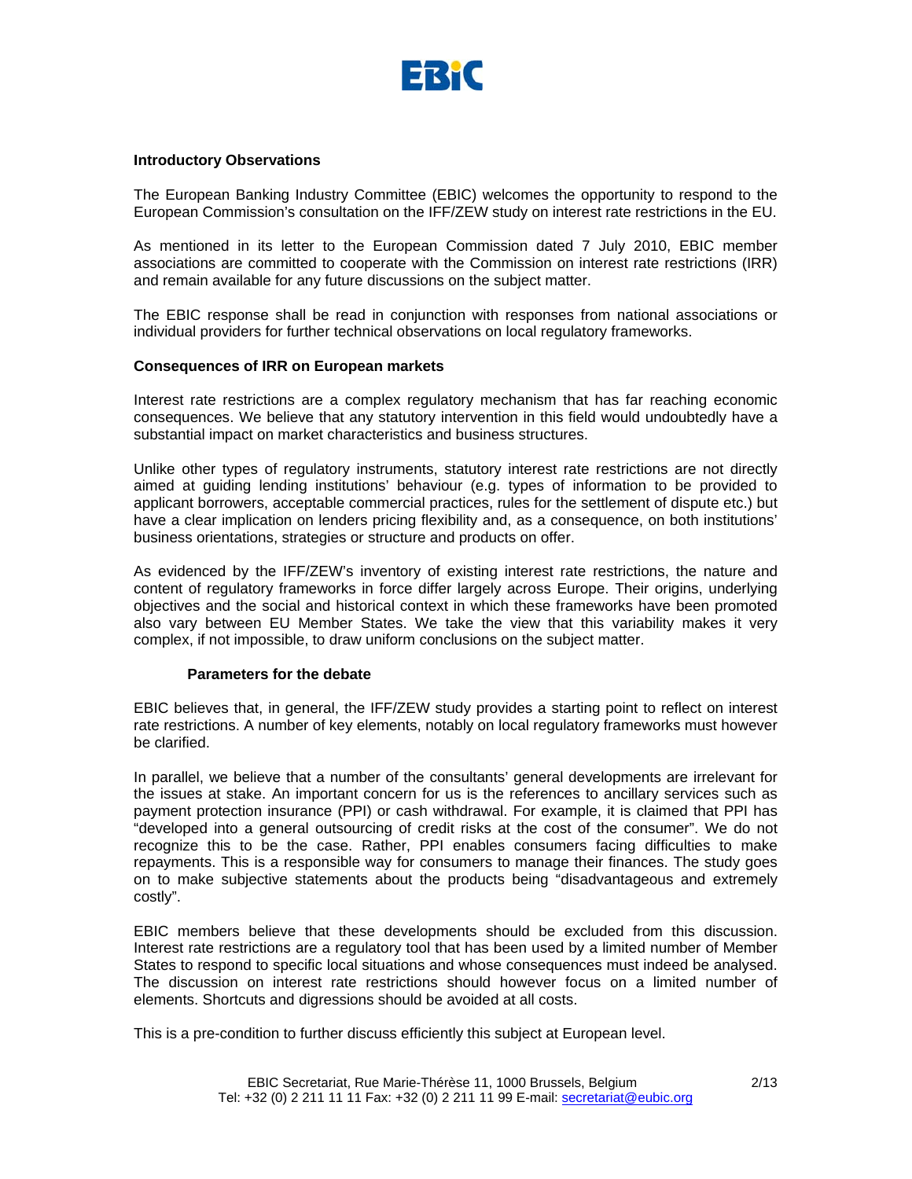## Introductory Observations

The European Banking Industry Committee (EBIC) welcomes the opportunity to respond to the European Commission's consultation on the IFF/ZEW study on interest rate restrictions in the EU.

As mentioned in its letter to the European Commission dated 7 July 2010, EBIC member associations are committed to cooperate with the Commission on interest rate restrictions (IRR) and remain available for any future discussions on the subject matter.

The EBIC response shall be read in conjunction with responses from national associations or individual providers for further technical observations on local regulatory frameworks.

## Consequences of IRR on European markets

Interest rate restrictions are a complex regulatory mechanism that has far reaching economic consequences. We believe that any statutory intervention in this field would undoubtedly have a substantial impact on market characteristics and business structures.

Unlike other types of regulatory instruments, statutory interest rate restrictions are not directly aimed at guiding lending institutions' behaviour (e.g. types of information to be provided to applicant borrowers, acceptable commercial practices, rules for the settlement of dispute etc.) but have a clear implication on lenders pricing flexibility and, as a consequence, on both institutions' business orientations, strategies or structure and products on offer.

As evidenced by the IFF/ZEW's inventory of existing interest rate restrictions, the nature and content of regulatory frameworks in force differ largely across Europe. Their origins, underlying objectives and the social and historical context in which these frameworks have been promoted also vary between EU Member States. We take the view that this variability makes it very complex, if not impossible, to draw uniform conclusions on the subject matter.

### Parameters for the debate

EBIC believes that, in general, the IFF/ZEW study provides a starting point to reflect on interest rate restrictions. A number of key elements, notably on local regulatory frameworks must however be clarified.

In parallel, we believe that a number of the consultants' general developments are irrelevant for the issues at stake. An important concern for us is the references to ancillary services such as payment protection insurance (PPI) or cash withdrawal. For example, it is claimed that PPI has "developed into a general outsourcing of credit risks at the cost of the consumer". We do not recognize this to be the case. Rather, PPI enables consumers facing difficulties to make repayments. This is a responsible way for consumers to manage their finances. The study goes on to make subjective statements about the products being "disadvantageous and extremely costly".

EBIC members believe that these developments should be excluded from this discussion. Interest rate restrictions are a regulatory tool that has been used by a limited number of Member States to respond to specific local situations and whose consequences must indeed be analysed. The discussion on interest rate restrictions should however focus on a limited number of elements. Shortcuts and digressions should be avoided at all costs.

This is a pre-condition to further discuss efficiently this subject at European level.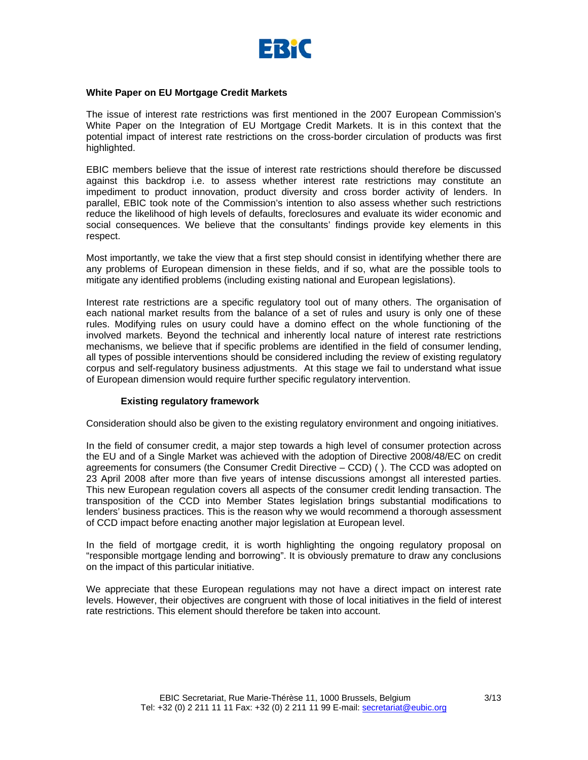**White Paper on EU Mortgage Credit Markets**

The issue of interest rate restrictions was first mentioned in the 2007 European Commission's White Paper on the Integration of EU Mortgage Credit Markets. It is in this context that the potential impact of interest rate restrictions on the cross-border circulation of products was first highlighted.

EBIC members believe that the issue of interest rate restrictions should therefore be discussed against this backdrop i.e. to assess whether interest rate restrictions may constitute an impediment to product innovation, product diversity and cross border activity of lenders. In parallel, EBIC took note of the Commission's intention to also assess whether such restrictions reduce the likelihood of high levels of defaults, foreclosures and evaluate its wider economic and social consequences. We believe that the consultants' findings provide key elements in this respect.

Most importantly, we take the view that a first step should consist in identifying whether there are any problems of European dimension in these fields, and if so, what are the possible tools to mitigate any identified problems (including existing national and European legislations).

Interest rate restrictions are a specific regulatory tool out of many others. The organisation of each national market results from the balance of a set of rules and usury is only one of these rules. Modifying rules on usury could have a domino effect on the whole functioning of the involved markets. Beyond the technical and inherently local nature of interest rate restrictions mechanisms, we believe that if specific problems are identified in the field of consumer lending, all types of possible interventions should be considered including the review of existing regulatory corpus and self-regulatory business adjustments. At this stage we fail to understand what issue of European dimension would require further specific regulatory intervention.

**Existing regulatory framework**

Consideration should also be given to the existing regulatory environment and ongoing initiatives.

In the field of consumer credit, a major step towards a high level of consumer protection across the EU and of a Single Market was achieved with the adoption of Directive 2008/48/EC on credit agreements for consumers (the Consumer Credit Directive – CCD) ( ). The CCD was adopted on 23 April 2008 after more than five years of intense discussions amongst all interested parties. This new European regulation covers all aspects of the consumer credit lending transaction. The transposition of the CCD into Member States legislation brings substantial modifications to lenders' business practices. This is the reason why we would recommend a thorough assessment of CCD impact before enacting another major legislation at European level.

In the field of mortgage credit, it is worth highlighting the ongoing regulatory proposal on "responsible mortgage lending and borrowing". It is obviously premature to draw any conclusions on the impact of this particular initiative.

We appreciate that these European regulations may not have a direct impact on interest rate levels. However, their objectives are congruent with those of local initiatives in the field of interest rate restrictions. This element should therefore be taken into account.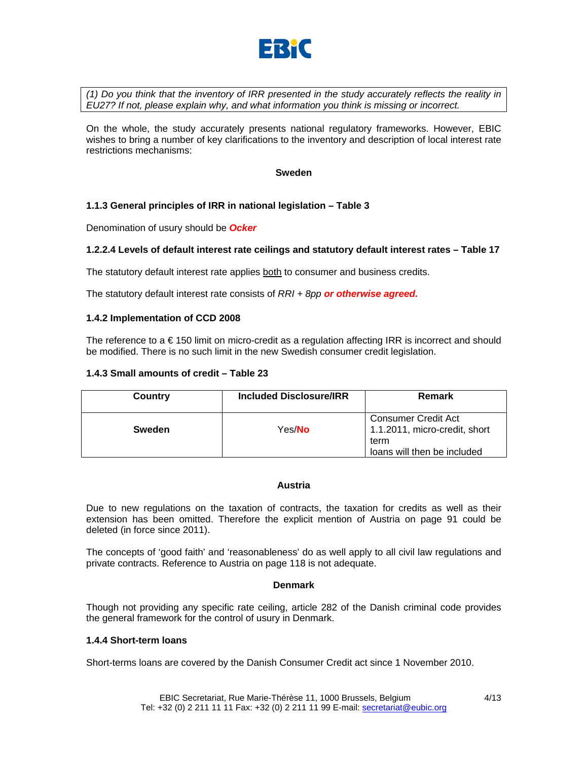*(1) Do you think that the inventory of IRR presented in the study accurately reflects the reality in EU27? If not, please explain why, and what information you think is missing or incorrect.*

On the whole, the study accurately presents national regulatory frameworks. However, EBIC wishes to bring a number of key clarifications to the inventory and description of local interest rate restrictions mechanisms:

**Sweden**

**1.1.3 General principles of IRR in national legislation – Table 3**

Denomination of usury should be ***Ocker***

**1.2.2.4 Levels of default interest rate ceilings and statutory default interest rates – Table 17**

The statutory default interest rate applies both to consumer and business credits.

The statutory default interest rate consists of *RRI + 8pp* ***or otherwise agreed.***

**1.4.2 Implementation of CCD 2008**

The reference to a € 150 limit on micro-credit as a regulation affecting IRR is incorrect and should be modified. There is no such limit in the new Swedish consumer credit legislation.

**1.4.3 Small amounts of credit – Table 23**

| Country | Included Disclosure/IRR | Remark |
|---|---|---|
| **Sweden** | Yes/**No** | Consumer Credit Act 1.1.2011, micro-credit, short term loans will then be included |

**Austria**

Due to new regulations on the taxation of contracts, the taxation for credits as well as their extension has been omitted. Therefore the explicit mention of Austria on page 91 could be deleted (in force since 2011).

The concepts of 'good faith' and 'reasonableness' do as well apply to all civil law regulations and private contracts. Reference to Austria on page 118 is not adequate.

**Denmark**

Though not providing any specific rate ceiling, article 282 of the Danish criminal code provides the general framework for the control of usury in Denmark.

**1.4.4 Short-term loans**

Short-terms loans are covered by the Danish Consumer Credit act since 1 November 2010.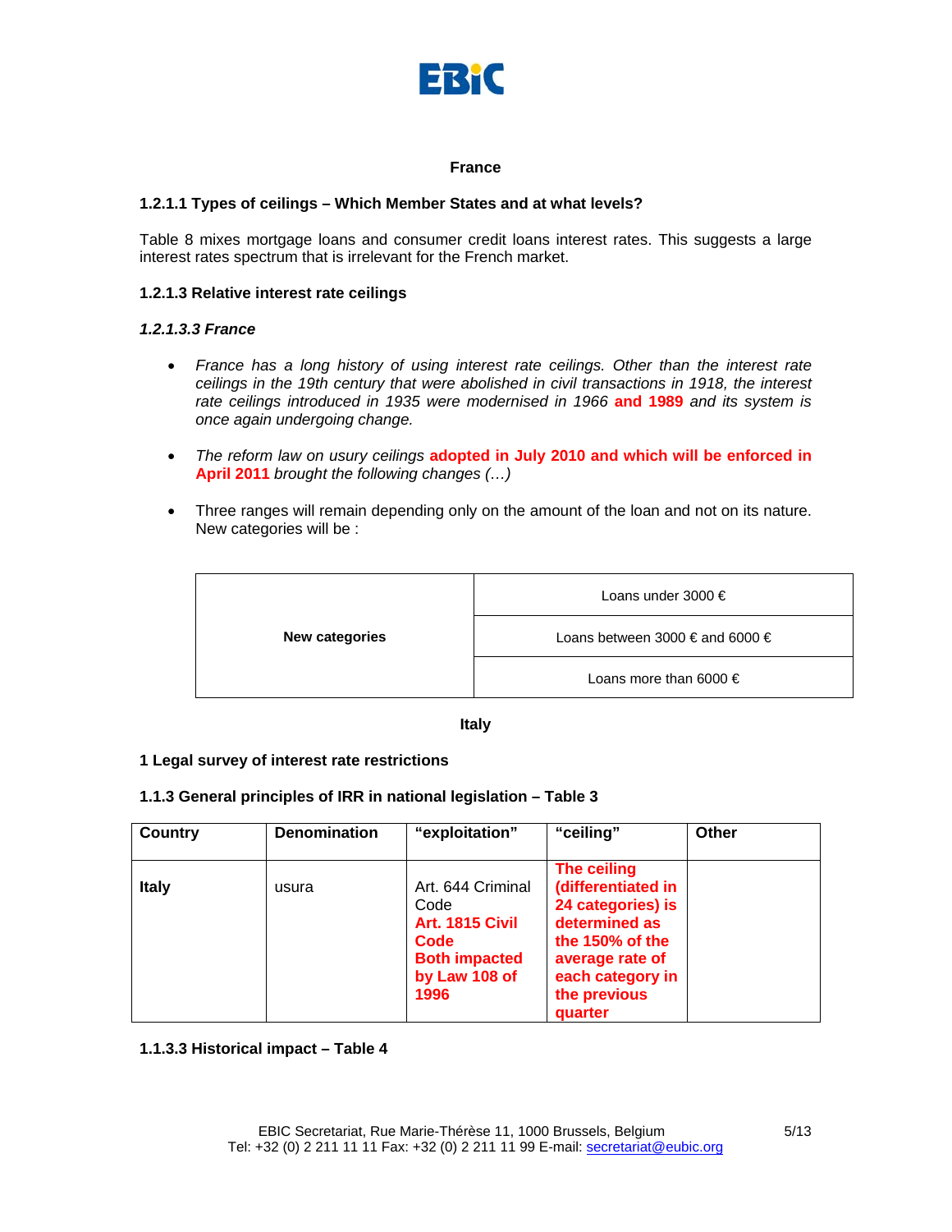**France**

**1.2.1.1 Types of ceilings – Which Member States and at what levels?**

Table 8 mixes mortgage loans and consumer credit loans interest rates. This suggests a large interest rates spectrum that is irrelevant for the French market.

**1.2.1.3 Relative interest rate ceilings**

***1.2.1.3.3 France***

- *France has a long history of using interest rate ceilings. Other than the interest rate ceilings in the 19th century that were abolished in civil transactions in 1918, the interest rate ceilings introduced in 1935 were modernised in 1966* **and 1989** *and its system is once again undergoing change.*

- *The reform law on usury ceilings* **adopted in July 2010 and which will be enforced in April 2011** *brought the following changes (…)*

- Three ranges will remain depending only on the amount of the loan and not on its nature. New categories will be :

| **New categories** | Loans under 3000 € |
|---|---|
| | Loans between 3000 € and 6000 € |
| | Loans more than 6000 € |

**Italy**

**1 Legal survey of interest rate restrictions**

**1.1.3 General principles of IRR in national legislation – Table 3**

| Country | Denomination | "exploitation" | "ceiling" | Other |
|---|---|---|---|---|
| **Italy** | usura | Art. 644 Criminal Code **Art. 1815 Civil Code Both impacted by Law 108 of 1996** | **The ceiling (differentiated in 24 categories) is determined as the 150% of the average rate of each category in the previous quarter** | |

**1.1.3.3 Historical impact – Table 4**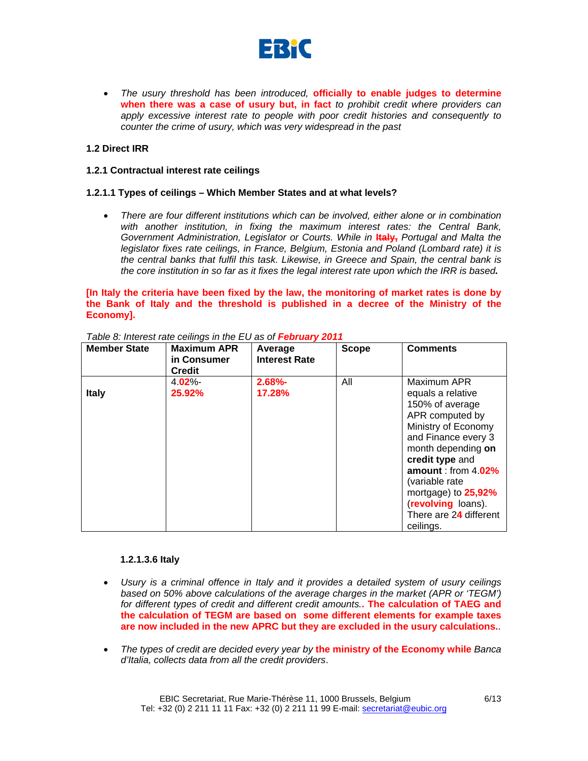- *The usury threshold has been introduced,* **officially to enable judges to determine when there was a case of usury but, in fact** *to prohibit credit where providers can apply excessive interest rate to people with poor credit histories and consequently to counter the crime of usury, which was very widespread in the past*

### 1.2 Direct IRR

#### 1.2.1 Contractual interest rate ceilings

##### 1.2.1.1 Types of ceilings – Which Member States and at what levels?

- *There are four different institutions which can be involved, either alone or in combination with another institution, in fixing the maximum interest rates: the Central Bank, Government Administration, Legislator or Courts. While in* ~~**Italy,**~~ *Portugal and Malta the legislator fixes rate ceilings, in France, Belgium, Estonia and Poland (Lombard rate) it is the central banks that fulfil this task. Likewise, in Greece and Spain, the central bank is the core institution in so far as it fixes the legal interest rate upon which the IRR is based.*

**[In Italy the criteria have been fixed by the law, the monitoring of market rates is done by the Bank of Italy and the threshold is published in a decree of the Ministry of the Economy].**

*Table 8: Interest rate ceilings in the EU as of* ***February 2011***

| Member State | Maximum APR in Consumer Credit | Average Interest Rate | Scope | Comments |
|---|---|---|---|---|
| **Italy** | 4.**02**%- **25.92%** | **2.68%- 17.28%** | All | Maximum APR equals a relative 150% of average APR computed by Ministry of Economy and Finance every 3 month depending **on credit type** and **amount** : from 4.**02%** (variable rate mortgage) to **25,92%** (**revolving** loans). There are 2**4** different ceilings. |

##### 1.2.1.3.6 Italy

- *Usury is a criminal offence in Italy and it provides a detailed system of usury ceilings based on 50% above calculations of the average charges in the market (APR or 'TEGM') for different types of credit and different credit amounts..* **The calculation of TAEG and the calculation of TEGM are based on some different elements for example taxes are now included in the new APRC but they are excluded in the usury calculations.**.

- *The types of credit are decided every year by* **the ministry of the Economy while** *Banca d'Italia, collects data from all the credit providers*.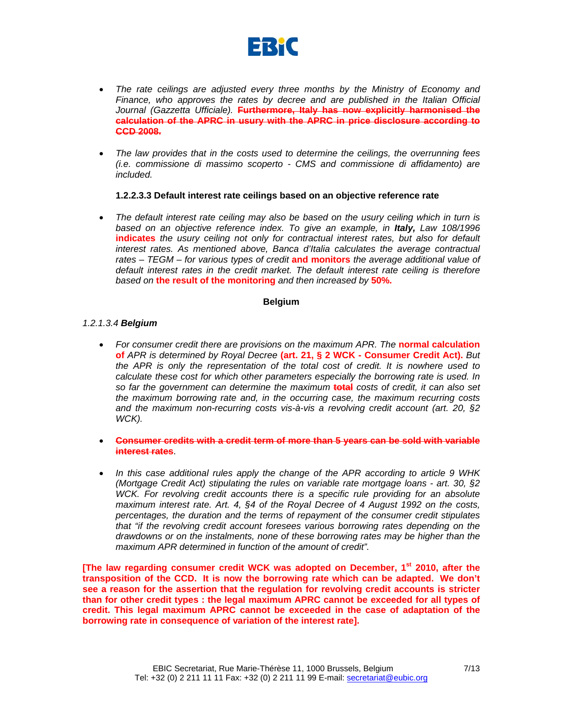- *The rate ceilings are adjusted every three months by the Ministry of Economy and Finance, who approves the rates by decree and are published in the Italian Official Journal (Gazzetta Ufficiale).* ~~**Furthermore, Italy has now explicitly harmonised the calculation of the APRC in usury with the APRC in price disclosure according to CCD 2008.**~~

- *The law provides that in the costs used to determine the ceilings, the overrunning fees (i.e. commissione di massimo scoperto - CMS and commissione di affidamento) are included.*

**1.2.2.3.3 Default interest rate ceilings based on an objective reference rate**

- *The default interest rate ceiling may also be based on the usury ceiling which in turn is based on an objective reference index. To give an example, in* ***Italy,*** *Law 108/1996* **indicates** *the usury ceiling not only for contractual interest rates, but also for default interest rates. As mentioned above, Banca d'Italia calculates the average contractual rates – TEGM – for various types of credit* **and monitors** *the average additional value of default interest rates in the credit market. The default interest rate ceiling is therefore based on* **the result of the monitoring** *and then increased by* **50%.**

**Belgium**

*1.2.1.3.4* ***Belgium***

- *For consumer credit there are provisions on the maximum APR. The* **normal calculation of** *APR is determined by Royal Decree* **(art. 21, § 2 WCK - Consumer Credit Act).** *But the APR is only the representation of the total cost of credit. It is nowhere used to calculate these cost for which other parameters especially the borrowing rate is used. In so far the government can determine the maximum* ~~**total**~~ *costs of credit, it can also set the maximum borrowing rate and, in the occurring case, the maximum recurring costs and the maximum non-recurring costs vis-à-vis a revolving credit account (art. 20, §2 WCK).*

- ~~**Consumer credits with a credit term of more than 5 years can be sold with variable interest rates**~~.

- *In this case additional rules apply the change of the APR according to article 9 WHK (Mortgage Credit Act) stipulating the rules on variable rate mortgage loans - art. 30, §2 WCK. For revolving credit accounts there is a specific rule providing for an absolute maximum interest rate. Art. 4, §4 of the Royal Decree of 4 August 1992 on the costs, percentages, the duration and the terms of repayment of the consumer credit stipulates that "if the revolving credit account foresees various borrowing rates depending on the drawdowns or on the instalments, none of these borrowing rates may be higher than the maximum APR determined in function of the amount of credit".*

**[The law regarding consumer credit WCK was adopted on December, 1st 2010, after the transposition of the CCD. It is now the borrowing rate which can be adapted. We don't see a reason for the assertion that the regulation for revolving credit accounts is stricter than for other credit types : the legal maximum APRC cannot be exceeded for all types of credit. This legal maximum APRC cannot be exceeded in the case of adaptation of the borrowing rate in consequence of variation of the interest rate].**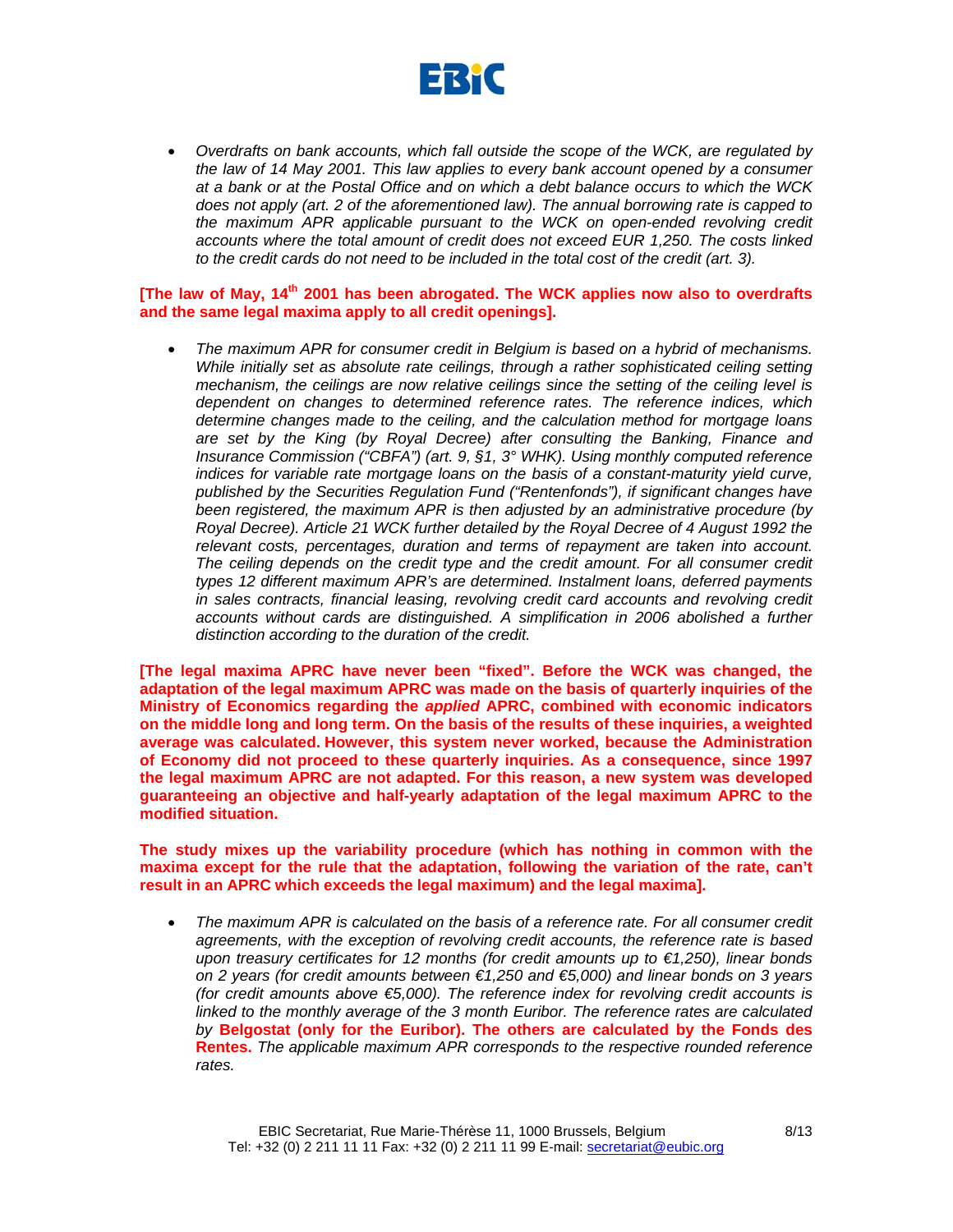- *Overdrafts on bank accounts, which fall outside the scope of the WCK, are regulated by the law of 14 May 2001. This law applies to every bank account opened by a consumer at a bank or at the Postal Office and on which a debt balance occurs to which the WCK does not apply (art. 2 of the aforementioned law). The annual borrowing rate is capped to the maximum APR applicable pursuant to the WCK on open-ended revolving credit accounts where the total amount of credit does not exceed EUR 1,250. The costs linked to the credit cards do not need to be included in the total cost of the credit (art. 3).*

**[The law of May, 14th 2001 has been abrogated. The WCK applies now also to overdrafts and the same legal maxima apply to all credit openings].**

- *The maximum APR for consumer credit in Belgium is based on a hybrid of mechanisms. While initially set as absolute rate ceilings, through a rather sophisticated ceiling setting mechanism, the ceilings are now relative ceilings since the setting of the ceiling level is dependent on changes to determined reference rates. The reference indices, which determine changes made to the ceiling, and the calculation method for mortgage loans are set by the King (by Royal Decree) after consulting the Banking, Finance and Insurance Commission ("CBFA") (art. 9, §1, 3° WHK). Using monthly computed reference indices for variable rate mortgage loans on the basis of a constant-maturity yield curve, published by the Securities Regulation Fund ("Rentenfonds"), if significant changes have been registered, the maximum APR is then adjusted by an administrative procedure (by Royal Decree). Article 21 WCK further detailed by the Royal Decree of 4 August 1992 the relevant costs, percentages, duration and terms of repayment are taken into account. The ceiling depends on the credit type and the credit amount. For all consumer credit types 12 different maximum APR's are determined. Instalment loans, deferred payments in sales contracts, financial leasing, revolving credit card accounts and revolving credit accounts without cards are distinguished. A simplification in 2006 abolished a further distinction according to the duration of the credit.*

**[The legal maxima APRC have never been "fixed". Before the WCK was changed, the adaptation of the legal maximum APRC was made on the basis of quarterly inquiries of the Ministry of Economics regarding the *applied* APRC, combined with economic indicators on the middle long and long term. On the basis of the results of these inquiries, a weighted average was calculated. However, this system never worked, because the Administration of Economy did not proceed to these quarterly inquiries. As a consequence, since 1997 the legal maximum APRC are not adapted. For this reason, a new system was developed guaranteeing an objective and half-yearly adaptation of the legal maximum APRC to the modified situation.**

**The study mixes up the variability procedure (which has nothing in common with the maxima except for the rule that the adaptation, following the variation of the rate, can't result in an APRC which exceeds the legal maximum) and the legal maxima].**

- *The maximum APR is calculated on the basis of a reference rate. For all consumer credit agreements, with the exception of revolving credit accounts, the reference rate is based upon treasury certificates for 12 months (for credit amounts up to €1,250), linear bonds on 2 years (for credit amounts between €1,250 and €5,000) and linear bonds on 3 years (for credit amounts above €5,000). The reference index for revolving credit accounts is linked to the monthly average of the 3 month Euribor. The reference rates are calculated by* **Belgostat (only for the Euribor). The others are calculated by the Fonds des Rentes.** *The applicable maximum APR corresponds to the respective rounded reference rates.*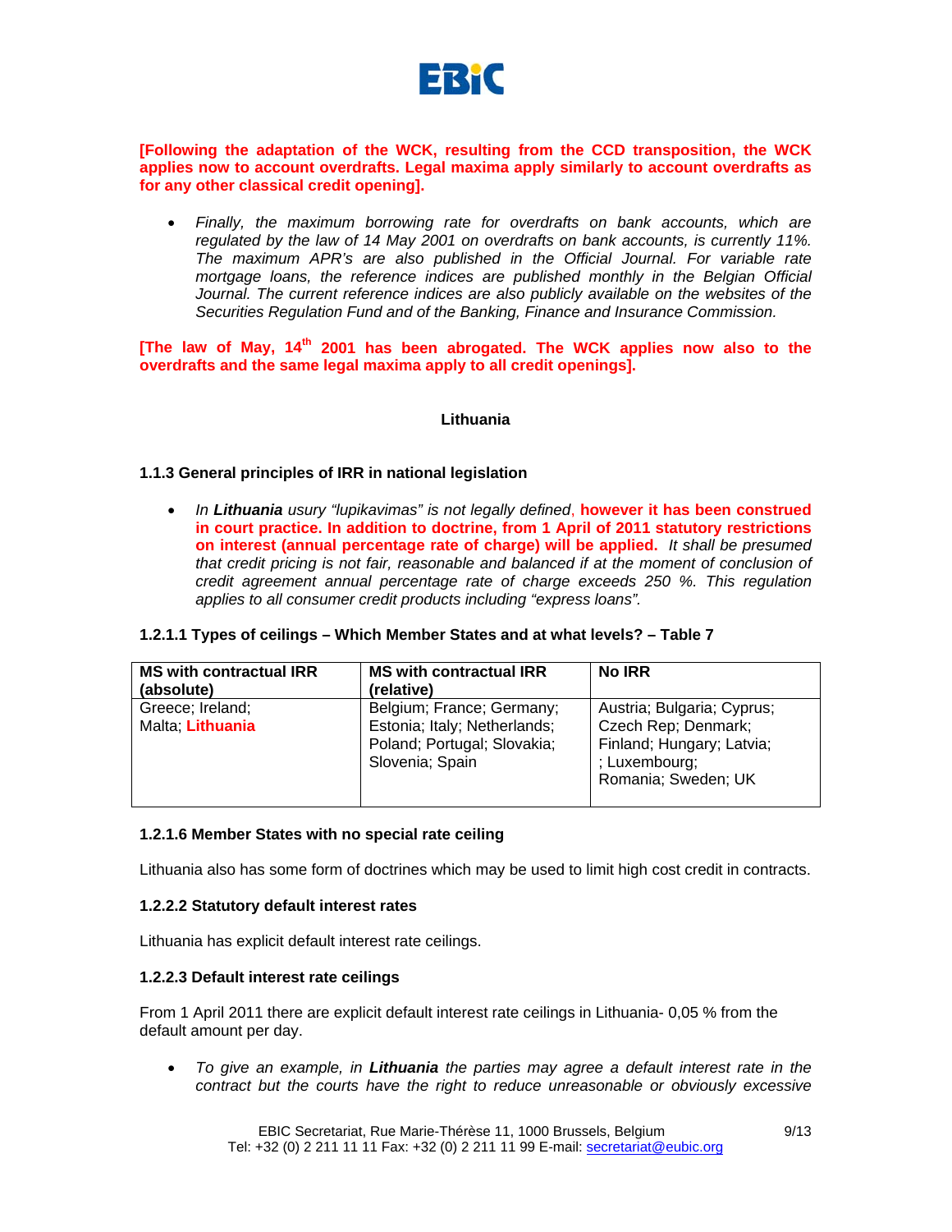**[Following the adaptation of the WCK, resulting from the CCD transposition, the WCK applies now to account overdrafts. Legal maxima apply similarly to account overdrafts as for any other classical credit opening].**

- *Finally, the maximum borrowing rate for overdrafts on bank accounts, which are regulated by the law of 14 May 2001 on overdrafts on bank accounts, is currently 11%. The maximum APR's are also published in the Official Journal. For variable rate mortgage loans, the reference indices are published monthly in the Belgian Official Journal. The current reference indices are also publicly available on the websites of the Securities Regulation Fund and of the Banking, Finance and Insurance Commission.*

**[The law of May, 14th 2001 has been abrogated. The WCK applies now also to the overdrafts and the same legal maxima apply to all credit openings].**

## Lithuania

### 1.1.3 General principles of IRR in national legislation

- *In **Lithuania** usury "lupikavimas" is not legally defined*, **however it has been construed in court practice. In addition to doctrine, from 1 April of 2011 statutory restrictions on interest (annual percentage rate of charge) will be applied.** *It shall be presumed that credit pricing is not fair, reasonable and balanced if at the moment of conclusion of credit agreement annual percentage rate of charge exceeds 250 %. This regulation applies to all consumer credit products including "express loans".*

### 1.2.1.1 Types of ceilings – Which Member States and at what levels? – Table 7

| MS with contractual IRR (absolute) | MS with contractual IRR (relative) | No IRR |
|---|---|---|
| Greece; Ireland; Malta; **Lithuania** | Belgium; France; Germany; Estonia; Italy; Netherlands; Poland; Portugal; Slovakia; Slovenia; Spain | Austria; Bulgaria; Cyprus; Czech Rep; Denmark; Finland; Hungary; Latvia; ; Luxembourg; Romania; Sweden; UK |

### 1.2.1.6 Member States with no special rate ceiling

Lithuania also has some form of doctrines which may be used to limit high cost credit in contracts.

### 1.2.2.2 Statutory default interest rates

Lithuania has explicit default interest rate ceilings.

### 1.2.2.3 Default interest rate ceilings

From 1 April 2011 there are explicit default interest rate ceilings in Lithuania- 0,05 % from the default amount per day.

- *To give an example, in **Lithuania** the parties may agree a default interest rate in the contract but the courts have the right to reduce unreasonable or obviously excessive*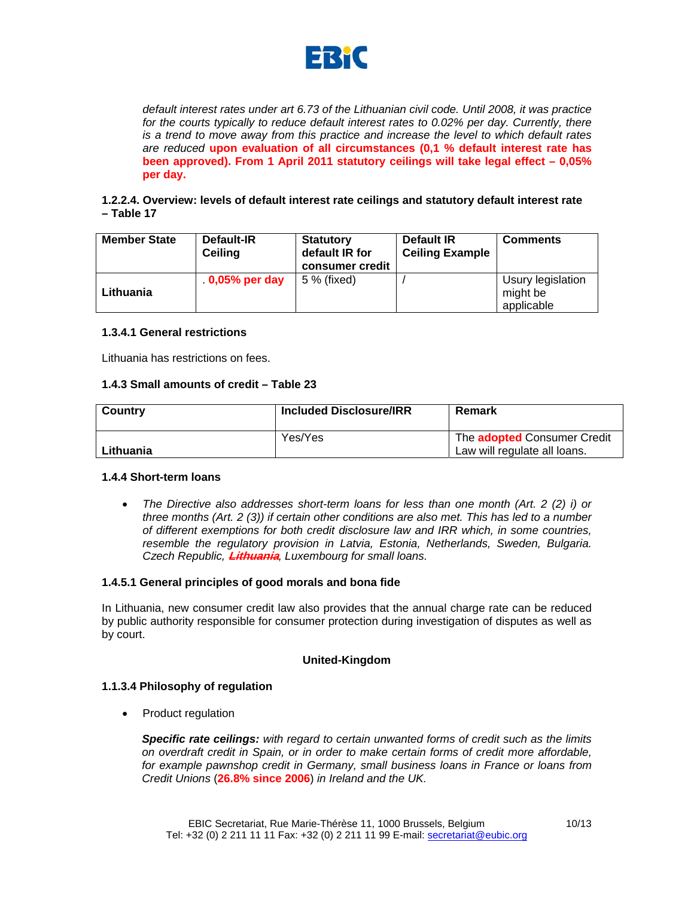*default interest rates under art 6.73 of the Lithuanian civil code. Until 2008, it was practice for the courts typically to reduce default interest rates to 0.02% per day. Currently, there is a trend to move away from this practice and increase the level to which default rates are reduced* **upon evaluation of all circumstances (0,1 % default interest rate has been approved). From 1 April 2011 statutory ceilings will take legal effect – 0,05% per day.**

**1.2.2.4. Overview: levels of default interest rate ceilings and statutory default interest rate – Table 17**

| Member State | Default-IR Ceiling | Statutory default IR for consumer credit | Default IR Ceiling Example | Comments |
|---|---|---|---|---|
| Lithuania | . **0,05% per day** | 5 % (fixed) | / | Usury legislation might be applicable |

**1.3.4.1 General restrictions**

Lithuania has restrictions on fees.

**1.4.3 Small amounts of credit – Table 23**

| Country | Included Disclosure/IRR | Remark |
|---|---|---|
| Lithuania | Yes/Yes | The **adopted** Consumer Credit Law will regulate all loans. |

**1.4.4 Short-term loans**

- *The Directive also addresses short-term loans for less than one month (Art. 2 (2) i) or three months (Art. 2 (3)) if certain other conditions are also met. This has led to a number of different exemptions for both credit disclosure law and IRR which, in some countries, resemble the regulatory provision in Latvia, Estonia, Netherlands, Sweden, Bulgaria. Czech Republic, ~~**Lithuania**~~, Luxembourg for small loans.*

**1.4.5.1 General principles of good morals and bona fide**

In Lithuania, new consumer credit law also provides that the annual charge rate can be reduced by public authority responsible for consumer protection during investigation of disputes as well as by court.

**United-Kingdom**

**1.1.3.4 Philosophy of regulation**

- Product regulation

  ***Specific rate ceilings:*** *with regard to certain unwanted forms of credit such as the limits on overdraft credit in Spain, or in order to make certain forms of credit more affordable, for example pawnshop credit in Germany, small business loans in France or loans from Credit Unions* (**26.8% since 2006**) *in Ireland and the UK.*

EBIC Secretariat, Rue Marie-Thérèse 11, 1000 Brussels, Belgium
Tel: +32 (0) 2 211 11 11 Fax: +32 (0) 2 211 11 99 E-mail: secretariat@eubic.org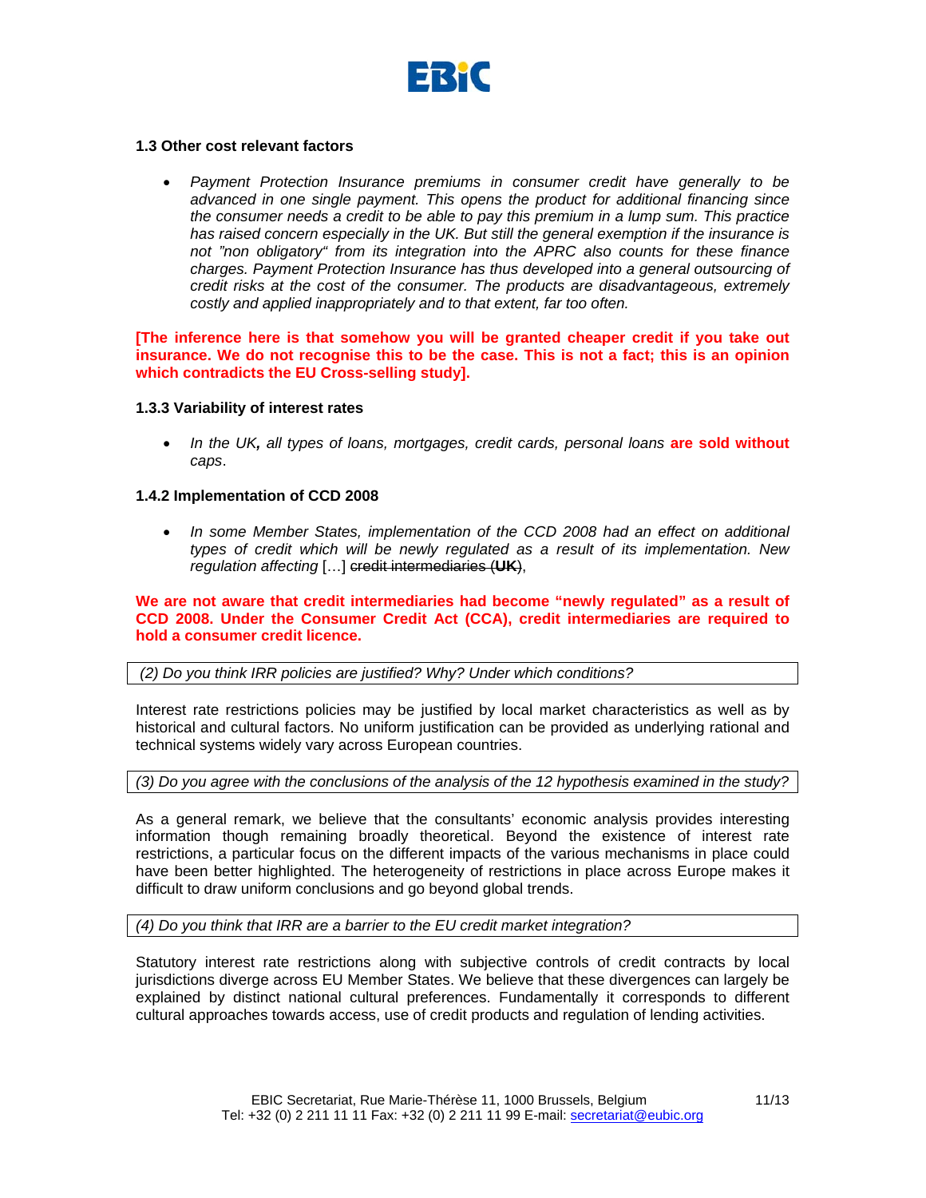### 1.3 Other cost relevant factors

- *Payment Protection Insurance premiums in consumer credit have generally to be advanced in one single payment. This opens the product for additional financing since the consumer needs a credit to be able to pay this premium in a lump sum. This practice has raised concern especially in the UK. But still the general exemption if the insurance is not "non obligatory" from its integration into the APRC also counts for these finance charges. Payment Protection Insurance has thus developed into a general outsourcing of credit risks at the cost of the consumer. The products are disadvantageous, extremely costly and applied inappropriately and to that extent, far too often.*

**[The inference here is that somehow you will be granted cheaper credit if you take out insurance. We do not recognise this to be the case. This is not a fact; this is an opinion which contradicts the EU Cross-selling study].**

### 1.3.3 Variability of interest rates

- *In the UK**,** all types of loans, mortgages, credit cards, personal loans* **are sold without** *caps*.

### 1.4.2 Implementation of CCD 2008

- *In some Member States, implementation of the CCD 2008 had an effect on additional types of credit which will be newly regulated as a result of its implementation. New regulation affecting* […] ~~credit intermediaries (**UK**)~~,

**We are not aware that credit intermediaries had become "newly regulated" as a result of CCD 2008. Under the Consumer Credit Act (CCA), credit intermediaries are required to hold a consumer credit licence.**

*(2) Do you think IRR policies are justified? Why? Under which conditions?*

Interest rate restrictions policies may be justified by local market characteristics as well as by historical and cultural factors. No uniform justification can be provided as underlying rational and technical systems widely vary across European countries.

*(3) Do you agree with the conclusions of the analysis of the 12 hypothesis examined in the study?*

As a general remark, we believe that the consultants' economic analysis provides interesting information though remaining broadly theoretical. Beyond the existence of interest rate restrictions, a particular focus on the different impacts of the various mechanisms in place could have been better highlighted. The heterogeneity of restrictions in place across Europe makes it difficult to draw uniform conclusions and go beyond global trends.

*(4) Do you think that IRR are a barrier to the EU credit market integration?*

Statutory interest rate restrictions along with subjective controls of credit contracts by local jurisdictions diverge across EU Member States. We believe that these divergences can largely be explained by distinct national cultural preferences. Fundamentally it corresponds to different cultural approaches towards access, use of credit products and regulation of lending activities.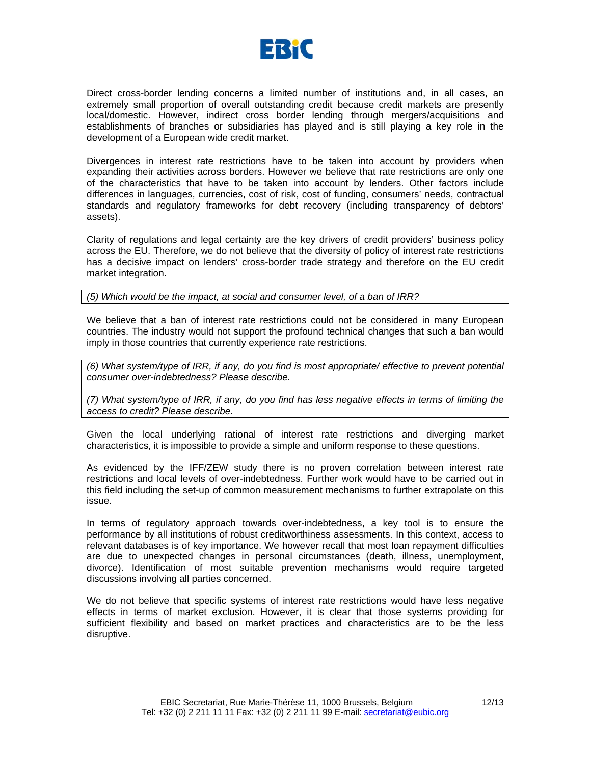Direct cross-border lending concerns a limited number of institutions and, in all cases, an extremely small proportion of overall outstanding credit because credit markets are presently local/domestic. However, indirect cross border lending through mergers/acquisitions and establishments of branches or subsidiaries has played and is still playing a key role in the development of a European wide credit market.

Divergences in interest rate restrictions have to be taken into account by providers when expanding their activities across borders. However we believe that rate restrictions are only one of the characteristics that have to be taken into account by lenders. Other factors include differences in languages, currencies, cost of risk, cost of funding, consumers' needs, contractual standards and regulatory frameworks for debt recovery (including transparency of debtors' assets).

Clarity of regulations and legal certainty are the key drivers of credit providers' business policy across the EU. Therefore, we do not believe that the diversity of policy of interest rate restrictions has a decisive impact on lenders' cross-border trade strategy and therefore on the EU credit market integration.

*(5) Which would be the impact, at social and consumer level, of a ban of IRR?*

We believe that a ban of interest rate restrictions could not be considered in many European countries. The industry would not support the profound technical changes that such a ban would imply in those countries that currently experience rate restrictions.

*(6) What system/type of IRR, if any, do you find is most appropriate/ effective to prevent potential consumer over-indebtedness? Please describe.*

*(7) What system/type of IRR, if any, do you find has less negative effects in terms of limiting the access to credit? Please describe.*

Given the local underlying rational of interest rate restrictions and diverging market characteristics, it is impossible to provide a simple and uniform response to these questions.

As evidenced by the IFF/ZEW study there is no proven correlation between interest rate restrictions and local levels of over-indebtedness. Further work would have to be carried out in this field including the set-up of common measurement mechanisms to further extrapolate on this issue.

In terms of regulatory approach towards over-indebtedness, a key tool is to ensure the performance by all institutions of robust creditworthiness assessments. In this context, access to relevant databases is of key importance. We however recall that most loan repayment difficulties are due to unexpected changes in personal circumstances (death, illness, unemployment, divorce). Identification of most suitable prevention mechanisms would require targeted discussions involving all parties concerned.

We do not believe that specific systems of interest rate restrictions would have less negative effects in terms of market exclusion. However, it is clear that those systems providing for sufficient flexibility and based on market practices and characteristics are to be the less disruptive.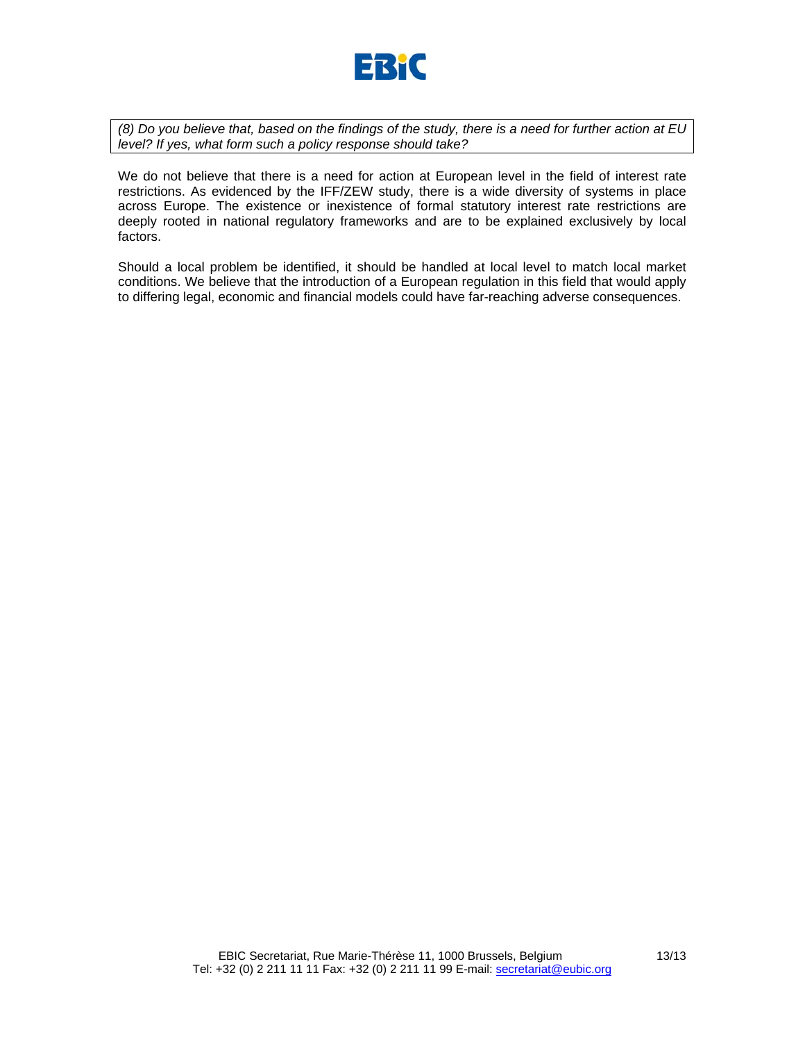*(8) Do you believe that, based on the findings of the study, there is a need for further action at EU level? If yes, what form such a policy response should take?*

We do not believe that there is a need for action at European level in the field of interest rate restrictions. As evidenced by the IFF/ZEW study, there is a wide diversity of systems in place across Europe. The existence or inexistence of formal statutory interest rate restrictions are deeply rooted in national regulatory frameworks and are to be explained exclusively by local factors.

Should a local problem be identified, it should be handled at local level to match local market conditions. We believe that the introduction of a European regulation in this field that would apply to differing legal, economic and financial models could have far-reaching adverse consequences.